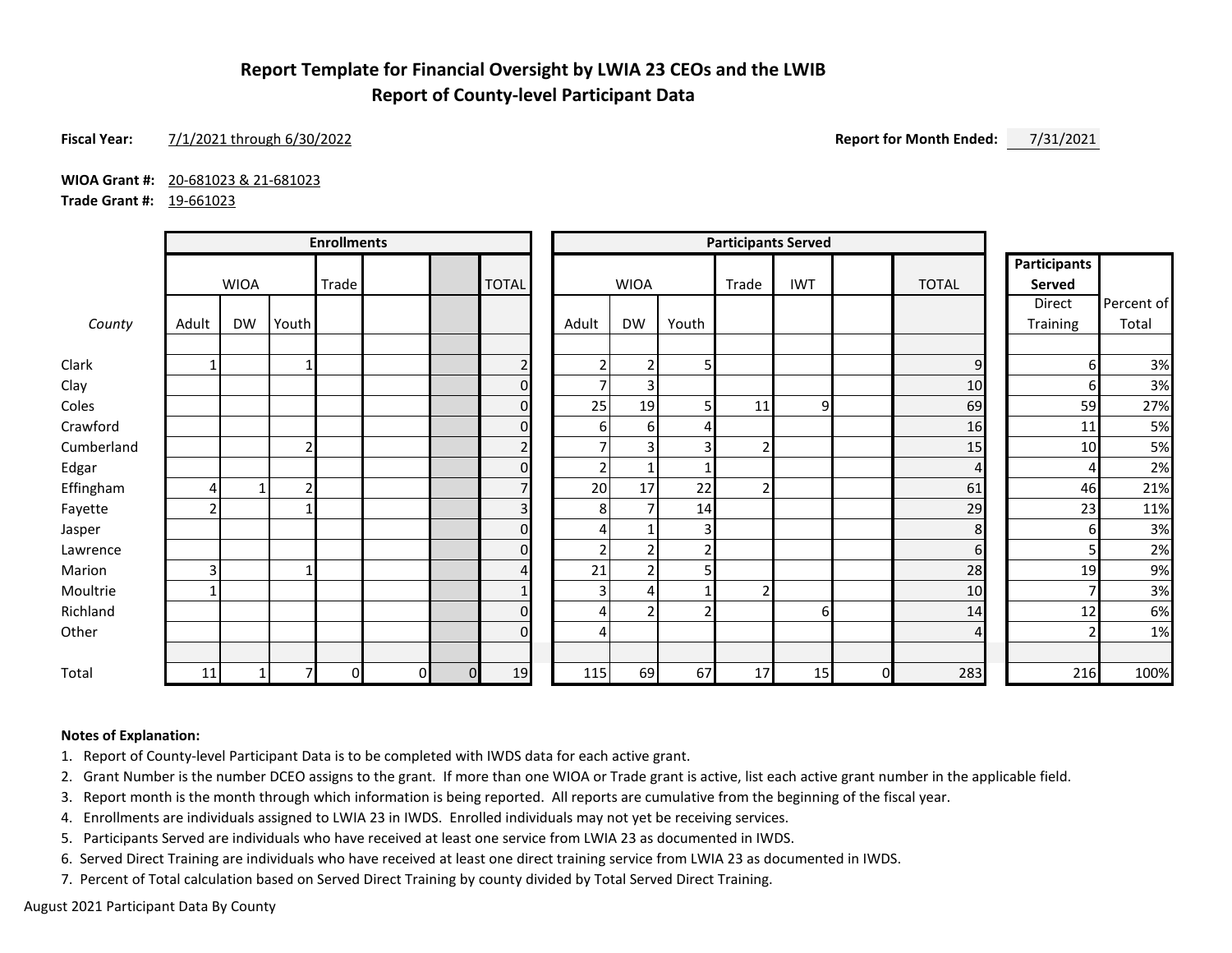# Report Template for Financial Oversight by LWIA 23 CEOs and the LWIB
## Report of County-level Participant Data

**Fiscal Year:** 7/1/2021 through 6/30/2022

**Report for Month Ended:** 7/31/2021

**WIOA Grant #:** 20-681023 & 21-681023

**Trade Grant #:** 19-661023

| | Enrollments | | | | | | | Participants Served | | | | | | | Participants Served | |
|---|---|---|---|---|---|---|---|---|---|---|---|---|---|---|---|---|
| | WIOA | | | Trade | | | TOTAL | WIOA | | | Trade | IWT | | TOTAL | Direct Training | Percent of Total |
| *County* | Adult | DW | Youth | | | | | Adult | DW | Youth | | | | | | |
| Clark | 1 | | 1 | | | | 2 | 2 | 2 | 5 | | | | 9 | 6 | 3% |
| Clay | | | | | | | 0 | 7 | 3 | | | | | 10 | 6 | 3% |
| Coles | | | | | | | 0 | 25 | 19 | 5 | 11 | 9 | | 69 | 59 | 27% |
| Crawford | | | | | | | 0 | 6 | 6 | 4 | | | | 16 | 11 | 5% |
| Cumberland | | | 2 | | | | 2 | 7 | 3 | 3 | 2 | | | 15 | 10 | 5% |
| Edgar | | | | | | | 0 | 2 | 1 | 1 | | | | 4 | 4 | 2% |
| Effingham | 4 | 1 | 2 | | | | 7 | 20 | 17 | 22 | 2 | | | 61 | 46 | 21% |
| Fayette | 2 | | 1 | | | | 3 | 8 | 7 | 14 | | | | 29 | 23 | 11% |
| Jasper | | | | | | | 0 | 4 | 1 | 3 | | | | 8 | 6 | 3% |
| Lawrence | | | | | | | 0 | 2 | 2 | 2 | | | | 6 | 5 | 2% |
| Marion | 3 | | 1 | | | | 4 | 21 | 2 | 5 | | | | 28 | 19 | 9% |
| Moultrie | 1 | | | | | | 1 | 3 | 4 | 1 | 2 | | | 10 | 7 | 3% |
| Richland | | | | | | | 0 | 4 | 2 | 2 | | 6 | | 14 | 12 | 6% |
| Other | | | | | | | 0 | 4 | | | | | | 4 | 2 | 1% |
| Total | 11 | 1 | 7 | 0 | 0 | 0 | 19 | 115 | 69 | 67 | 17 | 15 | 0 | 283 | 216 | 100% |

**Notes of Explanation:**

1. Report of County-level Participant Data is to be completed with IWDS data for each active grant.
2. Grant Number is the number DCEO assigns to the grant. If more than one WIOA or Trade grant is active, list each active grant number in the applicable field.
3. Report month is the month through which information is being reported. All reports are cumulative from the beginning of the fiscal year.
4. Enrollments are individuals assigned to LWIA 23 in IWDS. Enrolled individuals may not yet be receiving services.
5. Participants Served are individuals who have received at least one service from LWIA 23 as documented in IWDS.
6. Served Direct Training are individuals who have received at least one direct training service from LWIA 23 as documented in IWDS.
7. Percent of Total calculation based on Served Direct Training by county divided by Total Served Direct Training.

August 2021 Participant Data By County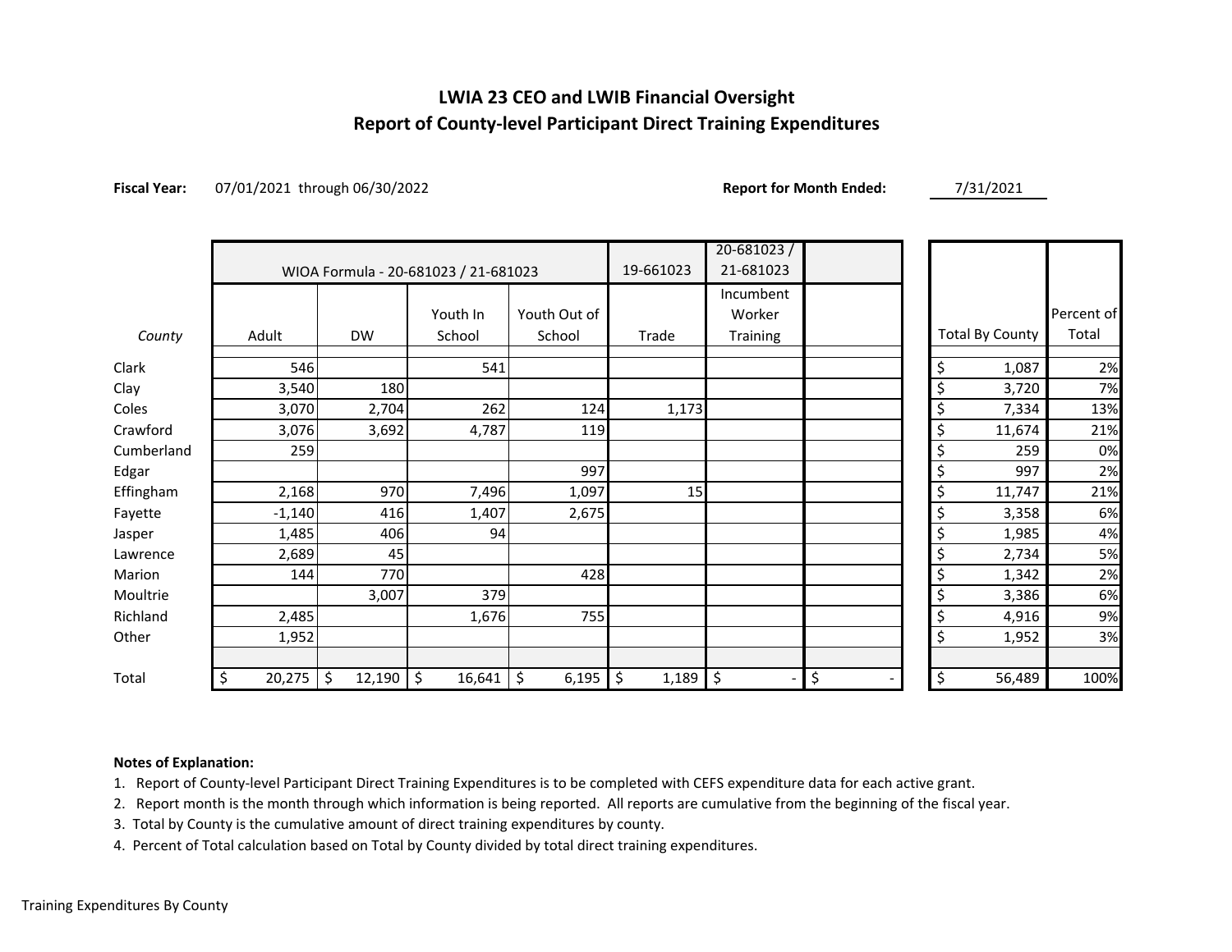# LWIA 23 CEO and LWIB Financial Oversight
## Report of County-level Participant Direct Training Expenditures

**Fiscal Year:** 07/01/2021 through 06/30/2022 **Report for Month Ended:** 7/31/2021

| | WIOA Formula - 20-681023 / 21-681023 | | | | 19-661023 | 20-681023 / 21-681023 | | | |
|---|---|---|---|---|---|---|---|---|---|
| *County* | Adult | DW | Youth In School | Youth Out of School | Trade | Incumbent Worker Training | | Total By County | Percent of Total |
| Clark | 546 | | 541 | | | | | $ 1,087 | 2% |
| Clay | 3,540 | 180 | | | | | | $ 3,720 | 7% |
| Coles | 3,070 | 2,704 | 262 | 124 | 1,173 | | | $ 7,334 | 13% |
| Crawford | 3,076 | 3,692 | 4,787 | 119 | | | | $ 11,674 | 21% |
| Cumberland | 259 | | | | | | | $ 259 | 0% |
| Edgar | | | | 997 | | | | $ 997 | 2% |
| Effingham | 2,168 | 970 | 7,496 | 1,097 | 15 | | | $ 11,747 | 21% |
| Fayette | -1,140 | 416 | 1,407 | 2,675 | | | | $ 3,358 | 6% |
| Jasper | 1,485 | 406 | 94 | | | | | $ 1,985 | 4% |
| Lawrence | 2,689 | 45 | | | | | | $ 2,734 | 5% |
| Marion | 144 | 770 | | 428 | | | | $ 1,342 | 2% |
| Moultrie | | 3,007 | 379 | | | | | $ 3,386 | 6% |
| Richland | 2,485 | | 1,676 | 755 | | | | $ 4,916 | 9% |
| Other | 1,952 | | | | | | | $ 1,952 | 3% |
| Total | $ 20,275 | $ 12,190 | $ 16,641 | $ 6,195 | $ 1,189 | $ - | $ - | $ 56,489 | 100% |

**Notes of Explanation:**

1. Report of County-level Participant Direct Training Expenditures is to be completed with CEFS expenditure data for each active grant.
2. Report month is the month through which information is being reported. All reports are cumulative from the beginning of the fiscal year.
3. Total by County is the cumulative amount of direct training expenditures by county.
4. Percent of Total calculation based on Total by County divided by total direct training expenditures.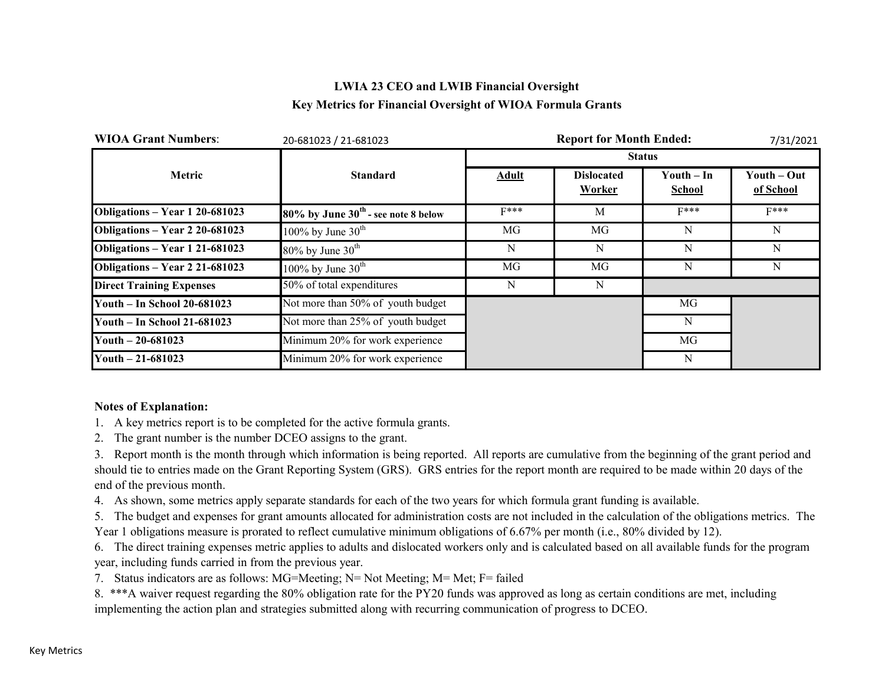**LWIA 23 CEO and LWIB Financial Oversight**

**Key Metrics for Financial Oversight of WIOA Formula Grants**

**WIOA Grant Numbers**: 20-681023 / 21-681023 **Report for Month Ended:** 7/31/2021

| Metric | Standard | Status | | | |
|---|---|---|---|---|---|
| | | **Adult** | **Dislocated Worker** | **Youth – In School** | **Youth – Out of School** |
| **Obligations – Year 1 20-681023** | **80% by June 30th - see note 8 below** | F*** | M | F*** | F*** |
| **Obligations – Year 2 20-681023** | 100% by June 30th | MG | MG | N | N |
| **Obligations – Year 1 21-681023** | 80% by June 30th | N | N | N | N |
| **Obligations – Year 2 21-681023** | 100% by June 30th | MG | MG | N | N |
| **Direct Training Expenses** | 50% of total expenditures | N | N | | |
| **Youth – In School 20-681023** | Not more than 50% of youth budget | | | MG | |
| **Youth – In School 21-681023** | Not more than 25% of youth budget | | | N | |
| **Youth – 20-681023** | Minimum 20% for work experience | | | MG | |
| **Youth – 21-681023** | Minimum 20% for work experience | | | N | |

**Notes of Explanation:**

1. A key metrics report is to be completed for the active formula grants.
2. The grant number is the number DCEO assigns to the grant.
3. Report month is the month through which information is being reported. All reports are cumulative from the beginning of the grant period and should tie to entries made on the Grant Reporting System (GRS). GRS entries for the report month are required to be made within 20 days of the end of the previous month.
4. As shown, some metrics apply separate standards for each of the two years for which formula grant funding is available.
5. The budget and expenses for grant amounts allocated for administration costs are not included in the calculation of the obligations metrics. The Year 1 obligations measure is prorated to reflect cumulative minimum obligations of 6.67% per month (i.e., 80% divided by 12).
6. The direct training expenses metric applies to adults and dislocated workers only and is calculated based on all available funds for the program year, including funds carried in from the previous year.
7. Status indicators are as follows: MG=Meeting; N= Not Meeting; M= Met; F= failed
8. ***A waiver request regarding the 80% obligation rate for the PY20 funds was approved as long as certain conditions are met, including implementing the action plan and strategies submitted along with recurring communication of progress to DCEO.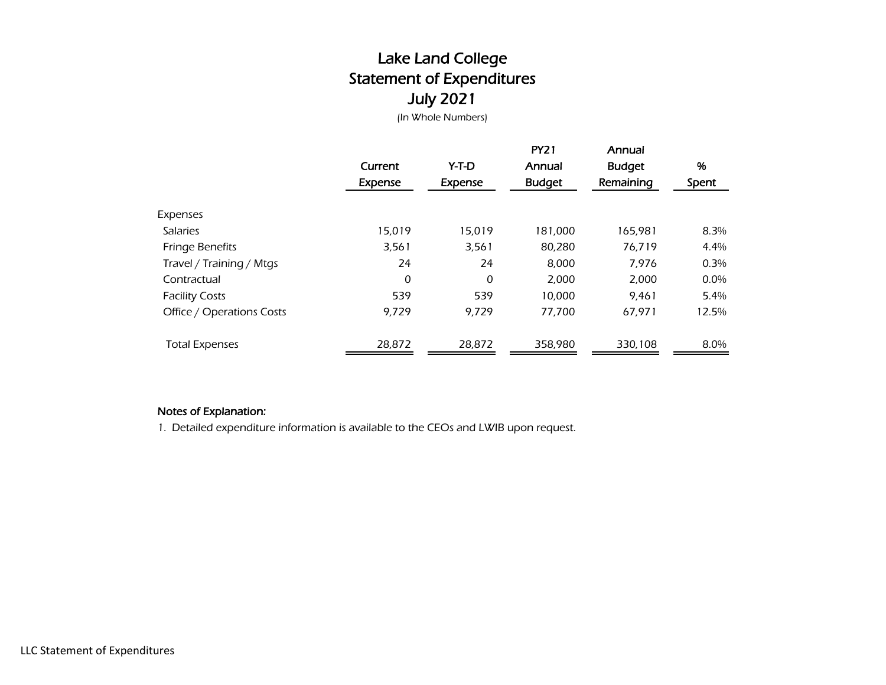# Lake Land College
## Statement of Expenditures
## July 2021

*(In Whole Numbers)*

| | Current Expense | Y-T-D Expense | PY21 Annual Budget | Annual Budget Remaining | % Spent |
|---|---|---|---|---|---|
| Expenses | | | | | |
| Salaries | 15,019 | 15,019 | 181,000 | 165,981 | 8.3% |
| Fringe Benefits | 3,561 | 3,561 | 80,280 | 76,719 | 4.4% |
| Travel / Training / Mtgs | 24 | 24 | 8,000 | 7,976 | 0.3% |
| Contractual | 0 | 0 | 2,000 | 2,000 | 0.0% |
| Facility Costs | 539 | 539 | 10,000 | 9,461 | 5.4% |
| Office / Operations Costs | 9,729 | 9,729 | 77,700 | 67,971 | 12.5% |
| Total Expenses | 28,872 | 28,872 | 358,980 | 330,108 | 8.0% |

**Notes of Explanation:**

1. Detailed expenditure information is available to the CEOs and LWIB upon request.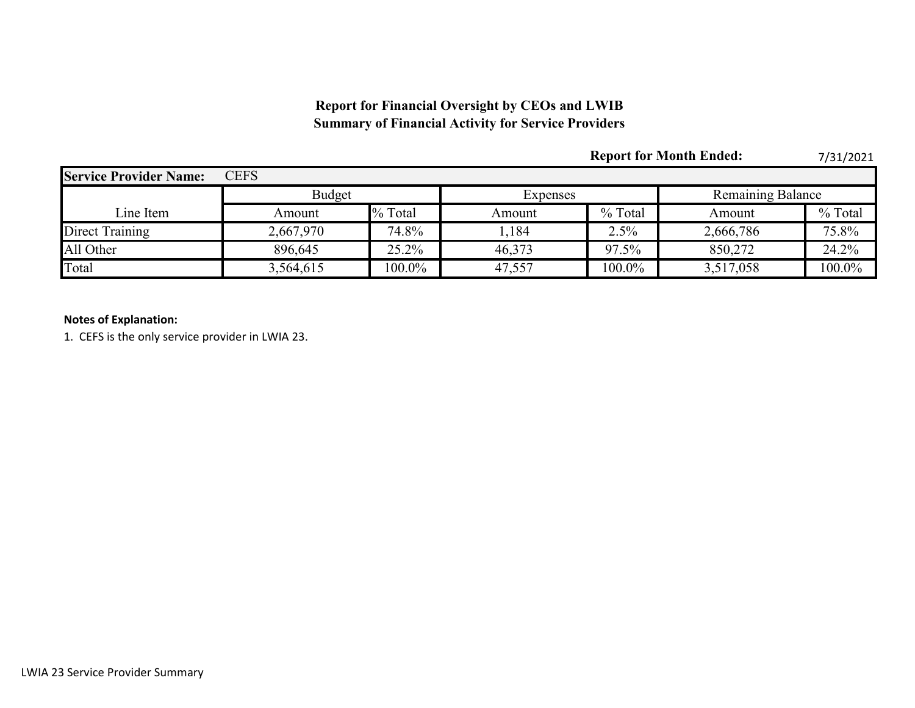**Report for Financial Oversight by CEOs and LWIB**
**Summary of Financial Activity for Service Providers**

**Report for Month Ended:** 7/31/2021

| **Service Provider Name:** | CEFS | | | | | |
|---|---|---|---|---|---|---|
| | Budget | | Expenses | | Remaining Balance | |
| Line Item | Amount | % Total | Amount | % Total | Amount | % Total |
| Direct Training | 2,667,970 | 74.8% | 1,184 | 2.5% | 2,666,786 | 75.8% |
| All Other | 896,645 | 25.2% | 46,373 | 97.5% | 850,272 | 24.2% |
| Total | 3,564,615 | 100.0% | 47,557 | 100.0% | 3,517,058 | 100.0% |

**Notes of Explanation:**

1. CEFS is the only service provider in LWIA 23.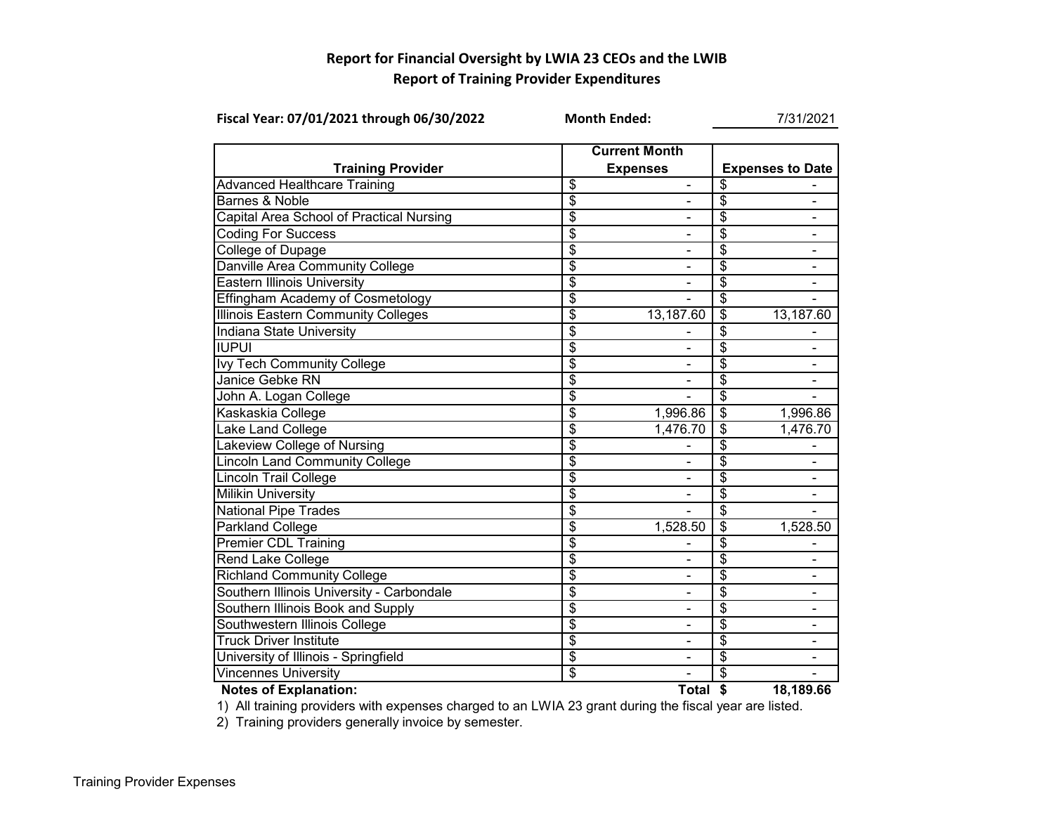## Report for Financial Oversight by LWIA 23 CEOs and the LWIB
## Report of Training Provider Expenditures

**Fiscal Year: 07/01/2021 through 06/30/2022** **Month Ended:** 7/31/2021

| Training Provider | Current Month Expenses | Expenses to Date |
|---|---|---|
| Advanced Healthcare Training | $ - | $ - |
| Barnes & Noble | $ - | $ - |
| Capital Area School of Practical Nursing | $ - | $ - |
| Coding For Success | $ - | $ - |
| College of Dupage | $ - | $ - |
| Danville Area Community College | $ - | $ - |
| Eastern Illinois University | $ - | $ - |
| Effingham Academy of Cosmetology | $ - | $ - |
| Illinois Eastern Community Colleges | $ 13,187.60 | $ 13,187.60 |
| Indiana State University | $ - | $ - |
| IUPUI | $ - | $ - |
| Ivy Tech Community College | $ - | $ - |
| Janice Gebke RN | $ - | $ - |
| John A. Logan College | $ - | $ - |
| Kaskaskia College | $ 1,996.86 | $ 1,996.86 |
| Lake Land College | $ 1,476.70 | $ 1,476.70 |
| Lakeview College of Nursing | $ - | $ - |
| Lincoln Land Community College | $ - | $ - |
| Lincoln Trail College | $ - | $ - |
| Milikin University | $ - | $ - |
| National Pipe Trades | $ - | $ - |
| Parkland College | $ 1,528.50 | $ 1,528.50 |
| Premier CDL Training | $ - | $ - |
| Rend Lake College | $ - | $ - |
| Richland Community College | $ - | $ - |
| Southern Illinois University - Carbondale | $ - | $ - |
| Southern Illinois Book and Supply | $ - | $ - |
| Southwestern Illinois College | $ - | $ - |
| Truck Driver Institute | $ - | $ - |
| University of Illinois - Springfield | $ - | $ - |
| Vincennes University | $ - | $ - |
| | **Total** | **$ 18,189.66** |

**Notes of Explanation:**

1) All training providers with expenses charged to an LWIA 23 grant during the fiscal year are listed.

2) Training providers generally invoice by semester.

Training Provider Expenses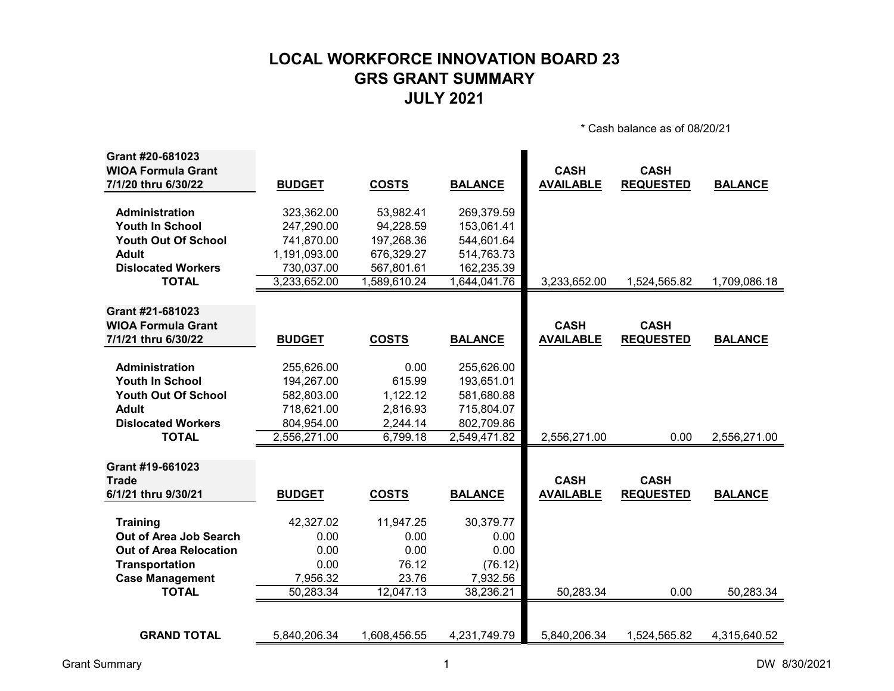# LOCAL WORKFORCE INNOVATION BOARD 23
## GRS GRANT SUMMARY
## JULY 2021

\* Cash balance as of 08/20/21

| Grant #20-681023 WIOA Formula Grant 7/1/20 thru 6/30/22 | BUDGET | COSTS | BALANCE | CASH AVAILABLE | CASH REQUESTED | BALANCE |
|---|---|---|---|---|---|---|
| Administration | 323,362.00 | 53,982.41 | 269,379.59 | | | |
| Youth In School | 247,290.00 | 94,228.59 | 153,061.41 | | | |
| Youth Out Of School | 741,870.00 | 197,268.36 | 544,601.64 | | | |
| Adult | 1,191,093.00 | 676,329.27 | 514,763.73 | | | |
| Dislocated Workers | 730,037.00 | 567,801.61 | 162,235.39 | | | |
| **TOTAL** | 3,233,652.00 | 1,589,610.24 | 1,644,041.76 | 3,233,652.00 | 1,524,565.82 | 1,709,086.18 |

| Grant #21-681023 WIOA Formula Grant 7/1/21 thru 6/30/22 | BUDGET | COSTS | BALANCE | CASH AVAILABLE | CASH REQUESTED | BALANCE |
|---|---|---|---|---|---|---|
| Administration | 255,626.00 | 0.00 | 255,626.00 | | | |
| Youth In School | 194,267.00 | 615.99 | 193,651.01 | | | |
| Youth Out Of School | 582,803.00 | 1,122.12 | 581,680.88 | | | |
| Adult | 718,621.00 | 2,816.93 | 715,804.07 | | | |
| Dislocated Workers | 804,954.00 | 2,244.14 | 802,709.86 | | | |
| **TOTAL** | 2,556,271.00 | 6,799.18 | 2,549,471.82 | 2,556,271.00 | 0.00 | 2,556,271.00 |

| Grant #19-661023 Trade 6/1/21 thru 9/30/21 | BUDGET | COSTS | BALANCE | CASH AVAILABLE | CASH REQUESTED | BALANCE |
|---|---|---|---|---|---|---|
| Training | 42,327.02 | 11,947.25 | 30,379.77 | | | |
| Out of Area Job Search | 0.00 | 0.00 | 0.00 | | | |
| Out of Area Relocation | 0.00 | 0.00 | 0.00 | | | |
| Transportation | 0.00 | 76.12 | (76.12) | | | |
| Case Management | 7,956.32 | 23.76 | 7,932.56 | | | |
| **TOTAL** | 50,283.34 | 12,047.13 | 38,236.21 | 50,283.34 | 0.00 | 50,283.34 |

| | BUDGET | COSTS | BALANCE | CASH AVAILABLE | CASH REQUESTED | BALANCE |
|---|---|---|---|---|---|---|
| **GRAND TOTAL** | 5,840,206.34 | 1,608,456.55 | 4,231,749.79 | 5,840,206.34 | 1,524,565.82 | 4,315,640.52 |

Grant Summary

DW 8/30/2021